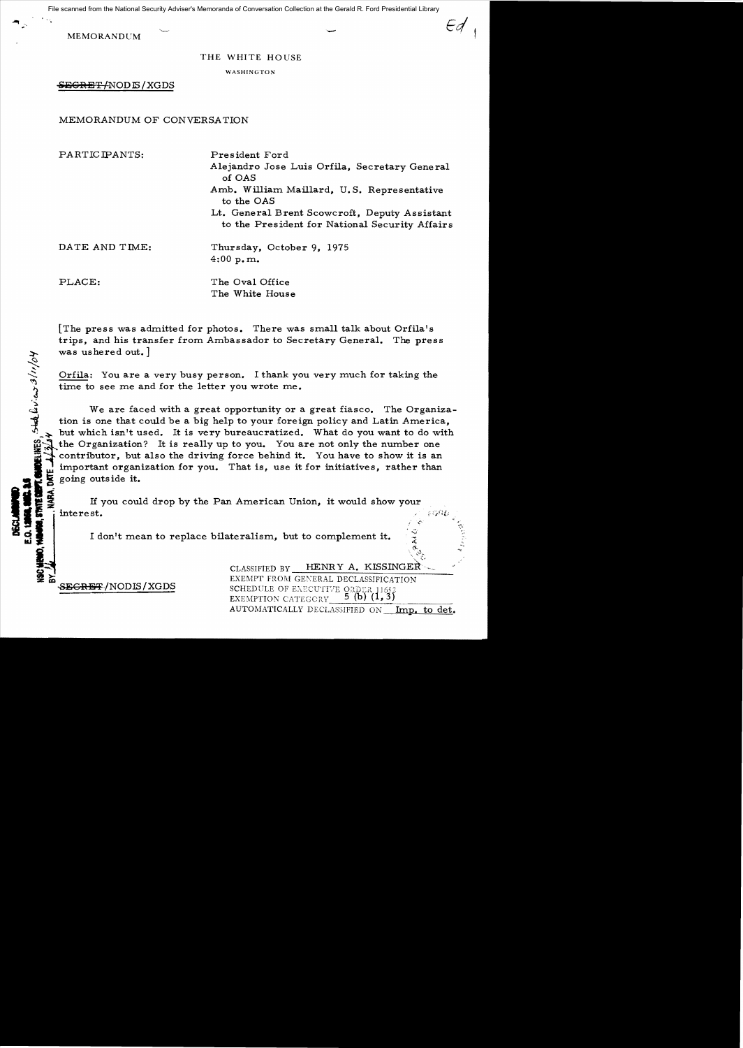File scanned from the National Security Adviser's Memoranda of Conversation Collection at the Gerald R. Ford Presidential Library

MEMORANDUM

THE WHITE HOUSE

WASHINGTON

~~SECRET~~/NODIS/XGDS

MEMORANDUM OF CONVERSATION

| | |
|---|---|
| PARTICIPANTS: | President Ford<br>Alejandro Jose Luis Orfila, Secretary General of OAS<br>Amb. William Maillard, U.S. Representative to the OAS<br>Lt. General Brent Scowcroft, Deputy Assistant to the President for National Security Affairs |
| DATE AND TIME: | Thursday, October 9, 1975<br>4:00 p.m. |
| PLACE: | The Oval Office<br>The White House |

[The press was admitted for photos. There was small talk about Orfila's trips, and his transfer from Ambassador to Secretary General. The press was ushered out.]

Orfila: You are a very busy person. I thank you very much for taking the time to see me and for the letter you wrote me.

We are faced with a great opportunity or a great fiasco. The Organization is one that could be a big help to your foreign policy and Latin America, but which isn't used. It is very bureaucratized. What do you want to do with the Organization? It is really up to you. You are not only the number one contributor, but also the driving force behind it. You have to show it is an important organization for you. That is, use it for initiatives, rather than going outside it.

If you could drop by the Pan American Union, it would show your interest.

I don't mean to replace bilateralism, but to complement it.

DECLASSIFIED
E.O. 12958, SEC. 3.5
NSC MEMO, 11/24/98, STATE DEPT. GUIDELINES, State Review 3/11/04
BY [illegible], NARA, DATE 4/13/04

~~SECRET~~/NODIS/XGDS

CLASSIFIED BY HENRY A. KISSINGER
EXEMPT FROM GENERAL DECLASSIFICATION SCHEDULE OF EXECUTIVE ORDER 11652
EXEMPTION CATEGORY 5 (b) (1, 3)
AUTOMATICALLY DECLASSIFIED ON Imp. to det.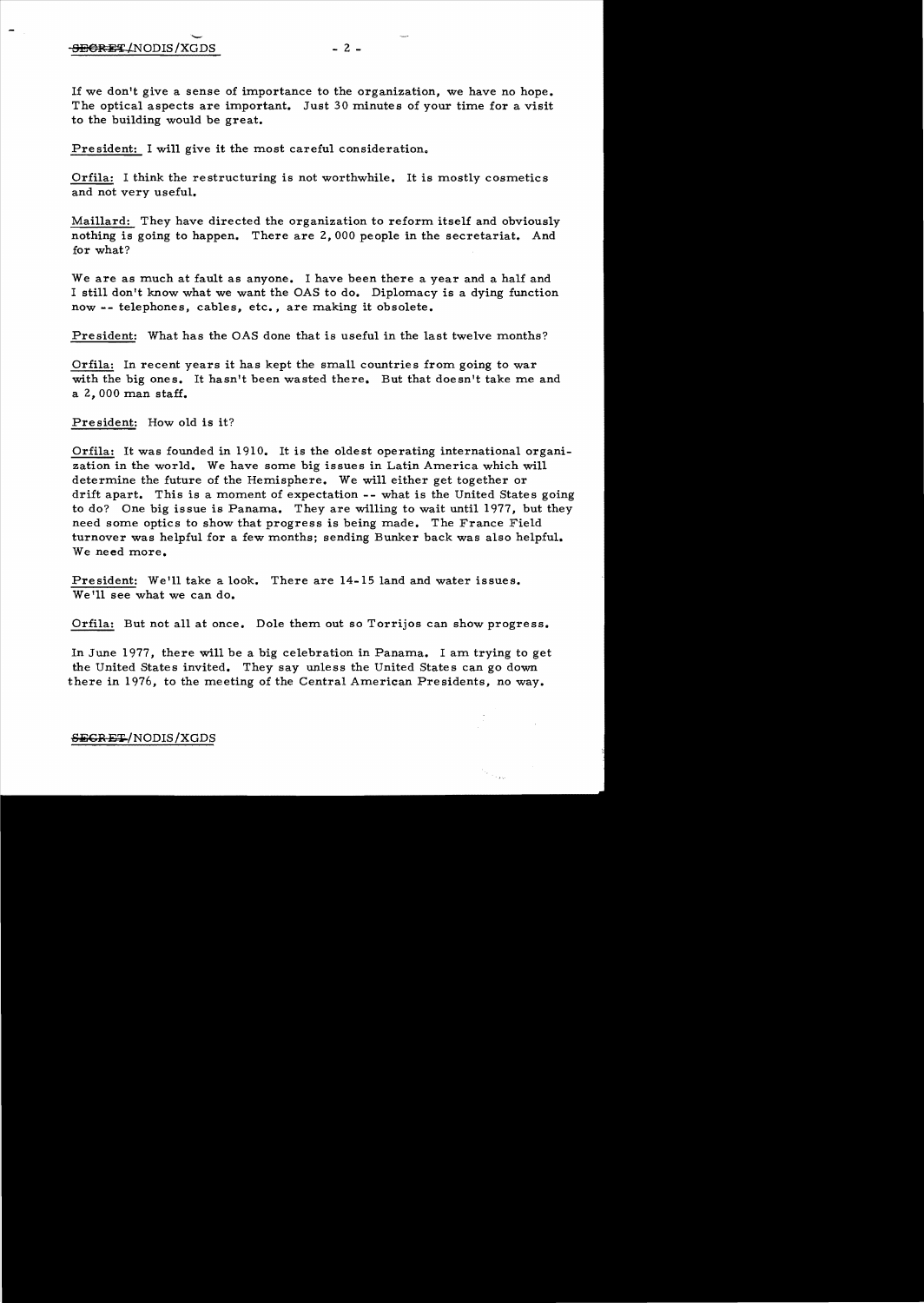If we don't give a sense of importance to the organization, we have no hope. The optical aspects are important. Just 30 minutes of your time for a visit to the building would be great.

President: I will give it the most careful consideration.

Orfila: I think the restructuring is not worthwhile. It is mostly cosmetics and not very useful.

Maillard: They have directed the organization to reform itself and obviously nothing is going to happen. There are 2,000 people in the secretariat. And for what?

We are as much at fault as anyone. I have been there a year and a half and I still don't know what we want the OAS to do. Diplomacy is a dying function now -- telephones, cables, etc., are making it obsolete.

President: What has the OAS done that is useful in the last twelve months?

Orfila: In recent years it has kept the small countries from going to war with the big ones. It hasn't been wasted there. But that doesn't take me and a 2,000 man staff.

President: How old is it?

Orfila: It was founded in 1910. It is the oldest operating international organization in the world. We have some big issues in Latin America which will determine the future of the Hemisphere. We will either get together or drift apart. This is a moment of expectation -- what is the United States going to do? One big issue is Panama. They are willing to wait until 1977, but they need some optics to show that progress is being made. The France Field turnover was helpful for a few months; sending Bunker back was also helpful. We need more.

President: We'll take a look. There are 14-15 land and water issues. We'll see what we can do.

Orfila: But not all at once. Dole them out so Torrijos can show progress.

In June 1977, there will be a big celebration in Panama. I am trying to get the United States invited. They say unless the United States can go down there in 1976, to the meeting of the Central American Presidents, no way.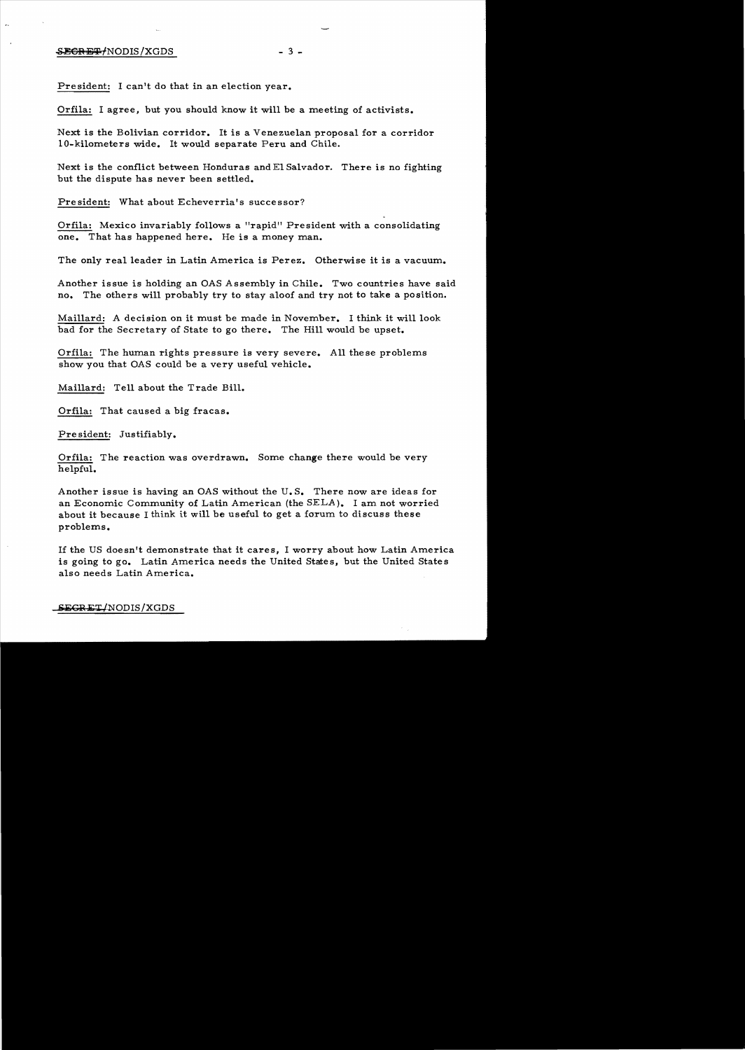President: I can't do that in an election year.

Orfila: I agree, but you should know it will be a meeting of activists.

Next is the Bolivian corridor. It is a Venezuelan proposal for a corridor 10-kilometers wide. It would separate Peru and Chile.

Next is the conflict between Honduras and El Salvador. There is no fighting but the dispute has never been settled.

President: What about Echeverria's successor?

Orfila: Mexico invariably follows a "rapid" President with a consolidating one. That has happened here. He is a money man.

The only real leader in Latin America is Perez. Otherwise it is a vacuum.

Another issue is holding an OAS Assembly in Chile. Two countries have said no. The others will probably try to stay aloof and try not to take a position.

Maillard: A decision on it must be made in November. I think it will look bad for the Secretary of State to go there. The Hill would be upset.

Orfila: The human rights pressure is very severe. All these problems show you that OAS could be a very useful vehicle.

Maillard: Tell about the Trade Bill.

Orfila: That caused a big fracas.

President: Justifiably.

Orfila: The reaction was overdrawn. Some change there would be very helpful.

Another issue is having an OAS without the U.S. There now are ideas for an Economic Community of Latin American (the SELA). I am not worried about it because I think it will be useful to get a forum to discuss these problems.

If the US doesn't demonstrate that it cares, I worry about how Latin America is going to go. Latin America needs the United States, but the United States also needs Latin America.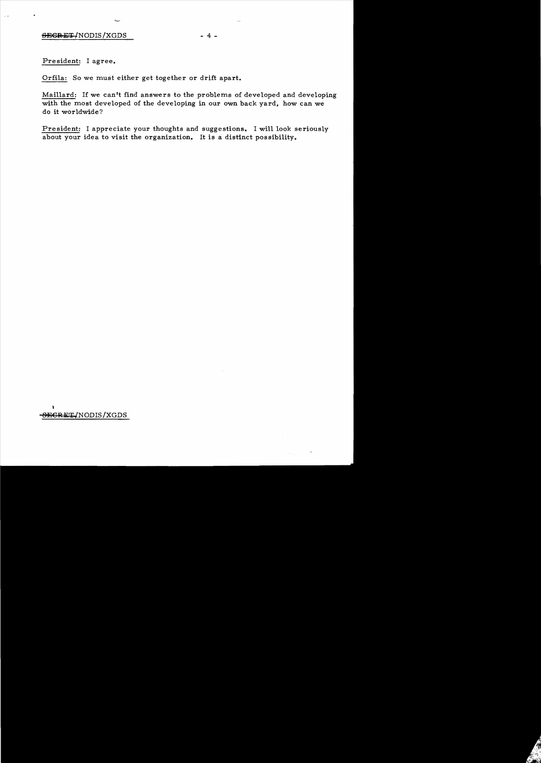President: I agree.

Orfila: So we must either get together or drift apart.

Maillard: If we can't find answers to the problems of developed and developing with the most developed of the developing in our own back yard, how can we do it worldwide?

President: I appreciate your thoughts and suggestions. I will look seriously about your idea to visit the organization. It is a distinct possibility.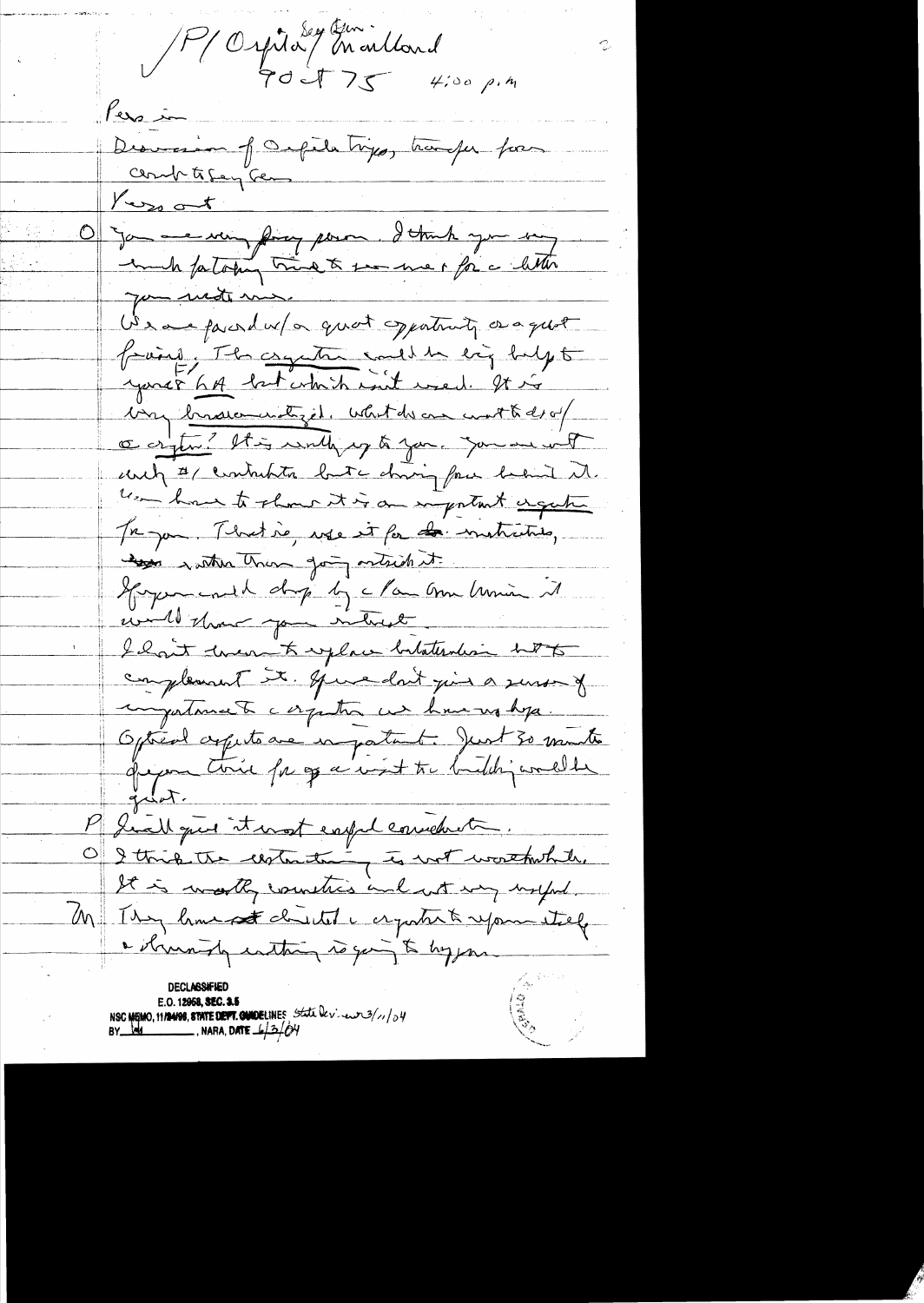P/ Ortoli/ Sec Gen Maillard
9 Oct 75 4:00 p.m.

Press in

Discussion of Ortoli trips, transfer from Comm to Sec Gen

Press out

O You are very busy person. I think you very much for taking time to see me & for a letter you wrote me.

We are faced w/ a great opportunity or a great failure. The cooperation could be big help to your & EA but which isn't used. It is very bureaucratized. What do we want to do w/ cooperation? It is really up to you. You are not only #1 contributor but a driving force behind it. You have to show it is an important organization for you. That is, use it for initiatives, rather than going outside it.

If you could drop by c/ Comm Union it would show your interest.

I don't want to replace bilateralism but to complement it. If we don't give a sense of importance to cooperation we have no hope.

Optical aspects are important. Just 30 minutes if you come for opening a visit to the building would be great.

P I will give it most careful consideration.

O I think the restructuring is not worthwhile. It is mostly cosmetics and not very useful.

M They have not decided a cooperation to reform itself & obviously nothing is going to happen.

DECLASSIFIED
E.O. 12958, SEC. 3.5
NSC MEMO, 11/24/98, STATE DEPT. GUIDELINES State Dev. iew 3/11/04
BY [initials], NARA, DATE 6/3/04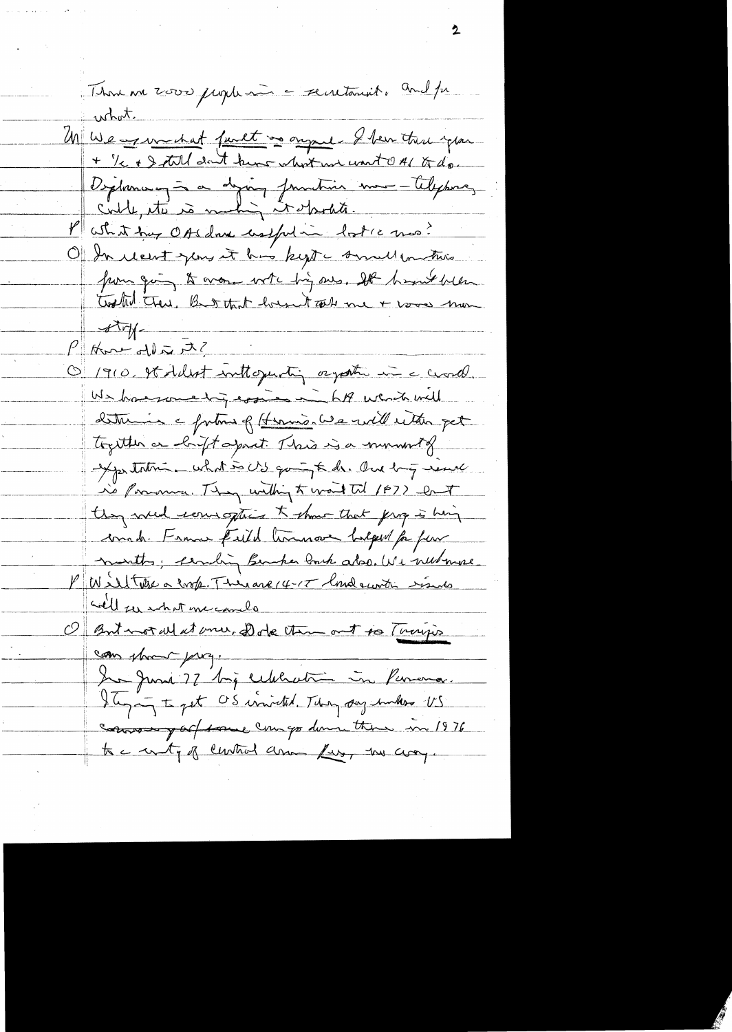There are 2000 people in a secretariat. And for what.

M We are in that fault as anyone. I been there 1 year + 1/2 + I still don't know what we want OAS to do. Diplomacy is a dying function now — telephone, cable, etc. is making it obsolete.

P What has OAS done useful in last 12 mos?

O In recent years it has kept a small countries from going to war with big ones. It hasn't been tested there. But that doesn't take me + 2000 man staff.

P How old is it?

O 1910. Its oldest intl organization in a world. We have some big issues in LA which will determine a future of Hemis. We will either get together or drift apart. This is a moment of expectation — what is US going to do. One big issue is Panama. They willing to wait til 1977 but they need some option to show that prog is being made. Frank Field Commission helped for few months; sending Bunker back also. We need more.

P Will take a look. There are 14-15 hemisphere issues well see what we can do.

O But not all at once. Dole them out so Torrijos can show prog.

In June 77 big celebration in Panama. Trying to get US invited. They say unless US comes part of some can go down there in 1976 to a unity of Central Am — LA, no way.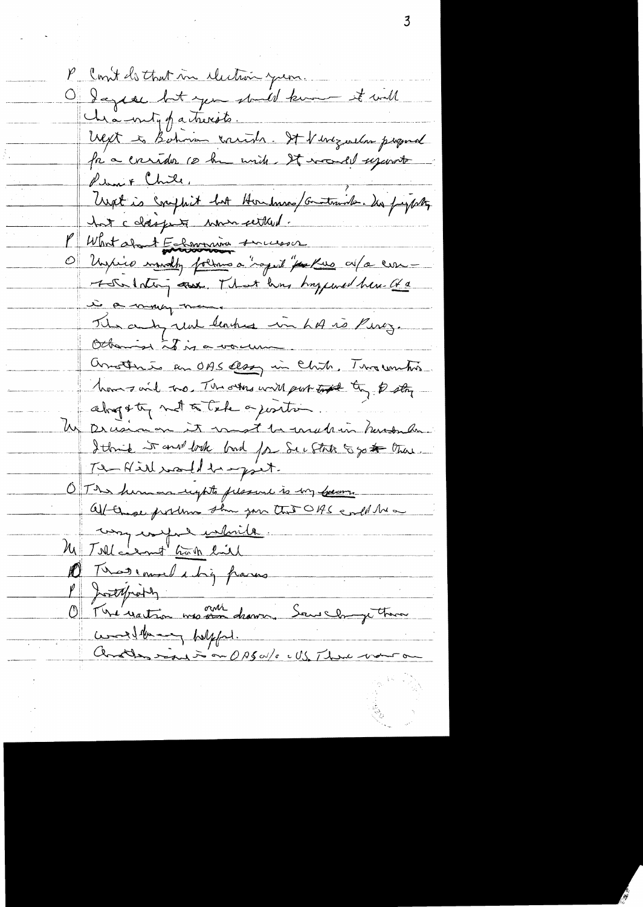P Can't do that in election year.

O I agree but you should know it will be a unity of a threats.

Next is Bolivian corridor. A Venezuelan proposal for a corridor to the [?] will. It would separate Peru & Chile.

Next is conflict but Honduras/Guatemala. Dis [?] but c disputes more settled.

P What about Echeverria successor

O Mexico usually follows a "rapid" [?] c/a con- solidating [?]. That has happened here. It is a many [?].

The only real leader in LA is Perez.

Otherwise it is a vacuum.

Another is an OAS essay in Chile. Two countries have said no. The others will put [?] try to stay along & try not to take a position.

K Decision on it must be made in November. I think it would look bad for Sec State to go there. The Hill would be upset.

O The human rights pressure is very [?]. All these problems show you that OAS could be a very useful vehicle.

K Tell about trade bill

O That caused a big furor

P Justifiably

O The reaction was overdrawn. Some change there would be very helpful.

Another issue is an OAS w/o US. There was an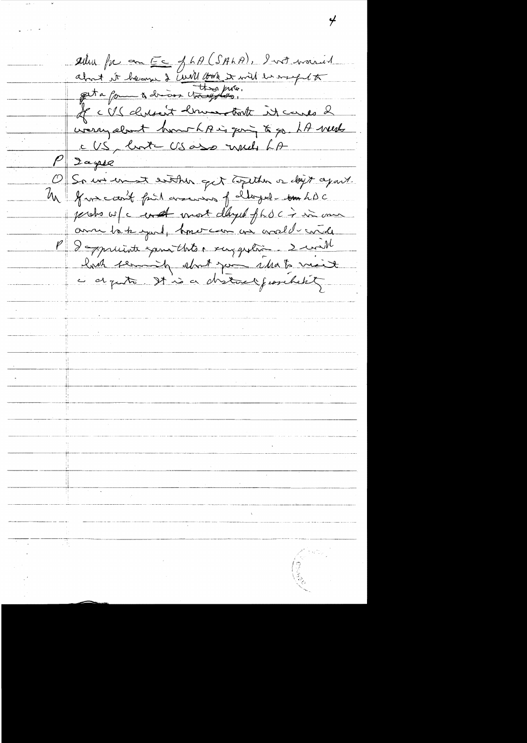idea for an EC of LA (SALA). I'm not worried about it because I think it will be useful to get a forum to discuss these probs.

If the US doesn't know what it cares I worry about how LA is going to go. LA needs the US, but the US also needs LA.

P I agree

O So we must either get together or drift apart.

M If we can't find answers of developed - LDC probs w/ the most developed of LDC's in our own backyard, how can we world-wide.

P I appreciate your thoughts & suggestion. I will look seriously about your idea to meet the experts. It is a distinct possibility.